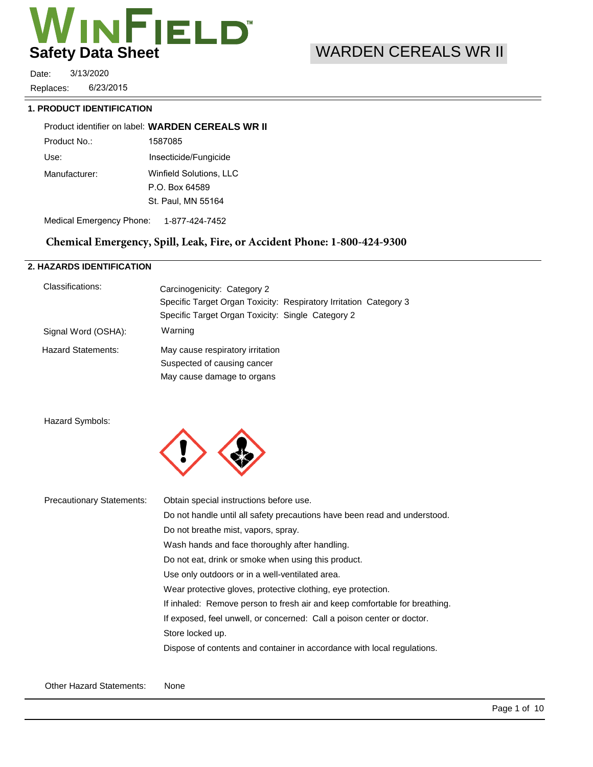# WINFIELD

**Safety Data Sheet**

## WARDEN CEREALS WR II

Date: 3/13/2020

Replaces: 6/23/2015

## 1. PRODUCT IDENTIFICATION

Product identifier on label: **WARDEN CEREALS WR II**

Product No.: 1587085

Use: Insecticide/Fungicide

Manufacturer: Winfield Solutions, LLC
P.O. Box 64589
St. Paul, MN 55164

Medical Emergency Phone: 1-877-424-7452

**Chemical Emergency, Spill, Leak, Fire, or Accident Phone: 1-800-424-9300**

## 2. HAZARDS IDENTIFICATION

Classifications:
Carcinogenicity: Category 2
Specific Target Organ Toxicity: Respiratory Irritation Category 3
Specific Target Organ Toxicity: Single Category 2

Signal Word (OSHA): Warning

Hazard Statements:
May cause respiratory irritation
Suspected of causing cancer
May cause damage to organs

Hazard Symbols:

Precautionary Statements:
Obtain special instructions before use.
Do not handle until all safety precautions have been read and understood.
Do not breathe mist, vapors, spray.
Wash hands and face thoroughly after handling.
Do not eat, drink or smoke when using this product.
Use only outdoors or in a well-ventilated area.
Wear protective gloves, protective clothing, eye protection.
If inhaled: Remove person to fresh air and keep comfortable for breathing.
If exposed, feel unwell, or concerned: Call a poison center or doctor.
Store locked up.
Dispose of contents and container in accordance with local regulations.

Other Hazard Statements: None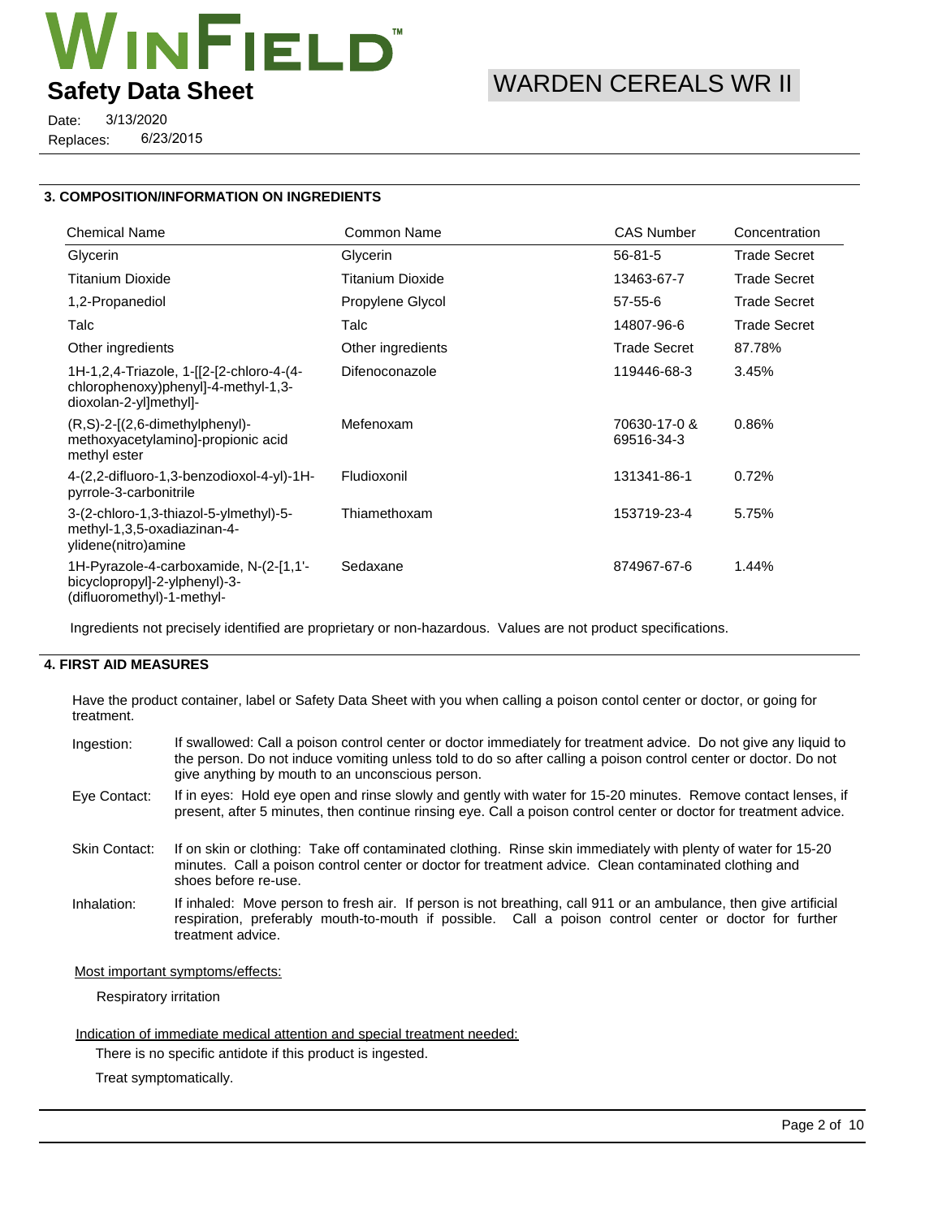## 3. COMPOSITION/INFORMATION ON INGREDIENTS

| Chemical Name | Common Name | CAS Number | Concentration |
|---|---|---|---|
| Glycerin | Glycerin | 56-81-5 | Trade Secret |
| Titanium Dioxide | Titanium Dioxide | 13463-67-7 | Trade Secret |
| 1,2-Propanediol | Propylene Glycol | 57-55-6 | Trade Secret |
| Talc | Talc | 14807-96-6 | Trade Secret |
| Other ingredients | Other ingredients | Trade Secret | 87.78% |
| 1H-1,2,4-Triazole, 1-[[2-[2-chloro-4-(4-chlorophenoxy)phenyl]-4-methyl-1,3-dioxolan-2-yl]methyl]- | Difenoconazole | 119446-68-3 | 3.45% |
| (R,S)-2-[(2,6-dimethylphenyl)-methoxyacetylamino]-propionic acid methyl ester | Mefenoxam | 70630-17-0 & 69516-34-3 | 0.86% |
| 4-(2,2-difluoro-1,3-benzodioxol-4-yl)-1H-pyrrole-3-carbonitrile | Fludioxonil | 131341-86-1 | 0.72% |
| 3-(2-chloro-1,3-thiazol-5-ylmethyl)-5-methyl-1,3,5-oxadiazinan-4-ylidene(nitro)amine | Thiamethoxam | 153719-23-4 | 5.75% |
| 1H-Pyrazole-4-carboxamide, N-(2-[1,1'-bicyclopropyl]-2-ylphenyl)-3-(difluoromethyl)-1-methyl- | Sedaxane | 874967-67-6 | 1.44% |

Ingredients not precisely identified are proprietary or non-hazardous. Values are not product specifications.

## 4. FIRST AID MEASURES

Have the product container, label or Safety Data Sheet with you when calling a poison contol center or doctor, or going for treatment.

**Ingestion:** If swallowed: Call a poison control center or doctor immediately for treatment advice. Do not give any liquid to the person. Do not induce vomiting unless told to do so after calling a poison control center or doctor. Do not give anything by mouth to an unconscious person.

**Eye Contact:** If in eyes: Hold eye open and rinse slowly and gently with water for 15-20 minutes. Remove contact lenses, if present, after 5 minutes, then continue rinsing eye. Call a poison control center or doctor for treatment advice.

**Skin Contact:** If on skin or clothing: Take off contaminated clothing. Rinse skin immediately with plenty of water for 15-20 minutes. Call a poison control center or doctor for treatment advice. Clean contaminated clothing and shoes before re-use.

**Inhalation:** If inhaled: Move person to fresh air. If person is not breathing, call 911 or an ambulance, then give artificial respiration, preferably mouth-to-mouth if possible. Call a poison control center or doctor for further treatment advice.

Most important symptoms/effects:

Respiratory irritation

Indication of immediate medical attention and special treatment needed:

There is no specific antidote if this product is ingested.

Treat symptomatically.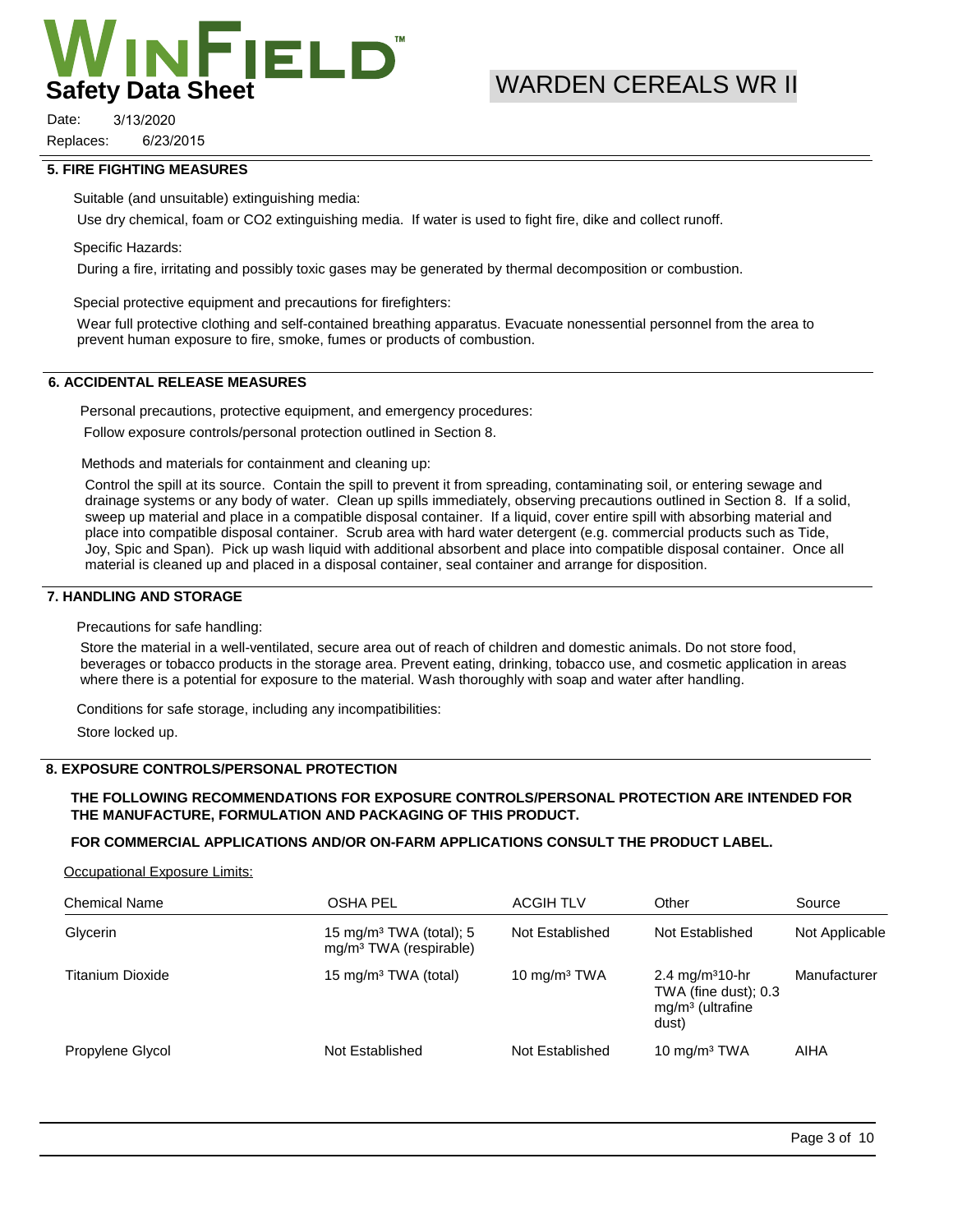## 5. FIRE FIGHTING MEASURES

Suitable (and unsuitable) extinguishing media:

Use dry chemical, foam or CO2 extinguishing media. If water is used to fight fire, dike and collect runoff.

Specific Hazards:

During a fire, irritating and possibly toxic gases may be generated by thermal decomposition or combustion.

Special protective equipment and precautions for firefighters:

Wear full protective clothing and self-contained breathing apparatus. Evacuate nonessential personnel from the area to prevent human exposure to fire, smoke, fumes or products of combustion.

## 6. ACCIDENTAL RELEASE MEASURES

Personal precautions, protective equipment, and emergency procedures:

Follow exposure controls/personal protection outlined in Section 8.

Methods and materials for containment and cleaning up:

Control the spill at its source. Contain the spill to prevent it from spreading, contaminating soil, or entering sewage and drainage systems or any body of water. Clean up spills immediately, observing precautions outlined in Section 8. If a solid, sweep up material and place in a compatible disposal container. If a liquid, cover entire spill with absorbing material and place into compatible disposal container. Scrub area with hard water detergent (e.g. commercial products such as Tide, Joy, Spic and Span). Pick up wash liquid with additional absorbent and place into compatible disposal container. Once all material is cleaned up and placed in a disposal container, seal container and arrange for disposition.

## 7. HANDLING AND STORAGE

Precautions for safe handling:

Store the material in a well-ventilated, secure area out of reach of children and domestic animals. Do not store food, beverages or tobacco products in the storage area. Prevent eating, drinking, tobacco use, and cosmetic application in areas where there is a potential for exposure to the material. Wash thoroughly with soap and water after handling.

Conditions for safe storage, including any incompatibilities:

Store locked up.

## 8. EXPOSURE CONTROLS/PERSONAL PROTECTION

**THE FOLLOWING RECOMMENDATIONS FOR EXPOSURE CONTROLS/PERSONAL PROTECTION ARE INTENDED FOR THE MANUFACTURE, FORMULATION AND PACKAGING OF THIS PRODUCT.**

**FOR COMMERCIAL APPLICATIONS AND/OR ON-FARM APPLICATIONS CONSULT THE PRODUCT LABEL.**

Occupational Exposure Limits:

| Chemical Name | OSHA PEL | ACGIH TLV | Other | Source |
|---|---|---|---|---|
| Glycerin | 15 $mg/m^3$ TWA (total); 5 $mg/m^3$ TWA (respirable) | Not Established | Not Established | Not Applicable |
| Titanium Dioxide | 15 $mg/m^3$ TWA (total) | 10 $mg/m^3$ TWA | 2.4 $mg/m^3$10-hr TWA (fine dust); 0.3 $mg/m^3$ (ultrafine dust) | Manufacturer |
| Propylene Glycol | Not Established | Not Established | 10 $mg/m^3$ TWA | AIHA |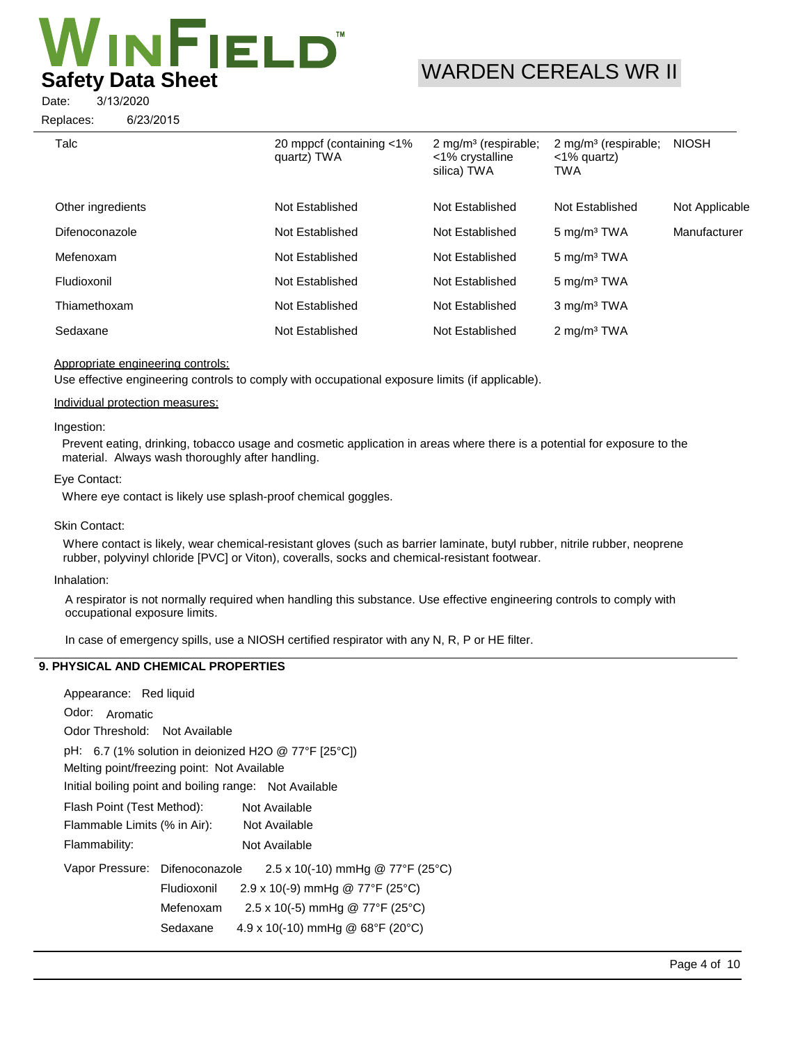| | | | | |
|---|---|---|---|---|
| Talc | 20 mppcf (containing <1% quartz) TWA | 2 mg/m³ (respirable; <1% crystalline silica) TWA | 2 mg/m³ (respirable; <1% quartz) TWA | NIOSH |
| Other ingredients | Not Established | Not Established | Not Established | Not Applicable |
| Difenoconazole | Not Established | Not Established | 5 mg/m³ TWA | Manufacturer |
| Mefenoxam | Not Established | Not Established | 5 mg/m³ TWA | |
| Fludioxonil | Not Established | Not Established | 5 mg/m³ TWA | |
| Thiamethoxam | Not Established | Not Established | 3 mg/m³ TWA | |
| Sedaxane | Not Established | Not Established | 2 mg/m³ TWA | |

Appropriate engineering controls:

Use effective engineering controls to comply with occupational exposure limits (if applicable).

Individual protection measures:

Ingestion:

Prevent eating, drinking, tobacco usage and cosmetic application in areas where there is a potential for exposure to the material. Always wash thoroughly after handling.

Eye Contact:

Where eye contact is likely use splash-proof chemical goggles.

Skin Contact:

Where contact is likely, wear chemical-resistant gloves (such as barrier laminate, butyl rubber, nitrile rubber, neoprene rubber, polyvinyl chloride [PVC] or Viton), coveralls, socks and chemical-resistant footwear.

Inhalation:

A respirator is not normally required when handling this substance. Use effective engineering controls to comply with occupational exposure limits.

In case of emergency spills, use a NIOSH certified respirator with any N, R, P or HE filter.

## 9. PHYSICAL AND CHEMICAL PROPERTIES

Appearance: Red liquid

Odor: Aromatic

Odor Threshold: Not Available

pH: 6.7 (1% solution in deionized H2O @ 77°F [25°C])

Melting point/freezing point: Not Available

Initial boiling point and boiling range: Not Available

Flash Point (Test Method): Not Available

Flammable Limits (% in Air): Not Available

Flammability: Not Available

Vapor Pressure:

| | |
|---|---|
| Difenoconazole | $2.5 \times 10^{-10}$ mmHg @ 77°F (25°C) |
| Fludioxonil | $2.9 \times 10^{-9}$ mmHg @ 77°F (25°C) |
| Mefenoxam | $2.5 \times 10^{-5}$ mmHg @ 77°F (25°C) |
| Sedaxane | $4.9 \times 10^{-10}$ mmHg @ 68°F (20°C) |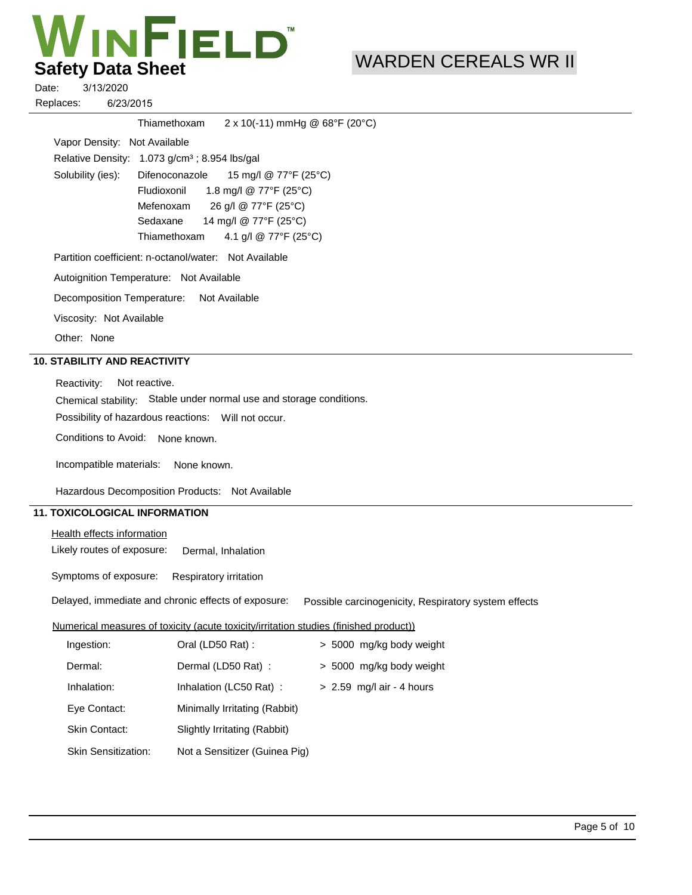| | |
|---|---|
| Thiamethoxam | $2 \times 10^{-11}$ mmHg @ 68°F (20°C) |

Vapor Density: Not Available

Relative Density: 1.073 g/cm³ ; 8.954 lbs/gal

Solubility (ies):

| | |
|---|---|
| Difenoconazole | 15 mg/l @ 77°F (25°C) |
| Fludioxonil | 1.8 mg/l @ 77°F (25°C) |
| Mefenoxam | 26 g/l @ 77°F (25°C) |
| Sedaxane | 14 mg/l @ 77°F (25°C) |
| Thiamethoxam | 4.1 g/l @ 77°F (25°C) |

Partition coefficient: n-octanol/water: Not Available

Autoignition Temperature: Not Available

Decomposition Temperature: Not Available

Viscosity: Not Available

Other: None

## 10. STABILITY AND REACTIVITY

Reactivity: Not reactive.

Chemical stability: Stable under normal use and storage conditions.

Possibility of hazardous reactions: Will not occur.

Conditions to Avoid: None known.

Incompatible materials: None known.

Hazardous Decomposition Products: Not Available

## 11. TOXICOLOGICAL INFORMATION

Health effects information

Likely routes of exposure: Dermal, Inhalation

Symptoms of exposure: Respiratory irritation

Delayed, immediate and chronic effects of exposure: Possible carcinogenicity, Respiratory system effects

Numerical measures of toxicity (acute toxicity/irritation studies (finished product))

| | | |
|---|---|---|
| Ingestion: | Oral (LD50 Rat) : | > 5000 mg/kg body weight |
| Dermal: | Dermal (LD50 Rat) : | > 5000 mg/kg body weight |
| Inhalation: | Inhalation (LC50 Rat) : | > 2.59 mg/l air - 4 hours |
| Eye Contact: | Minimally Irritating (Rabbit) | |
| Skin Contact: | Slightly Irritating (Rabbit) | |
| Skin Sensitization: | Not a Sensitizer (Guinea Pig) | |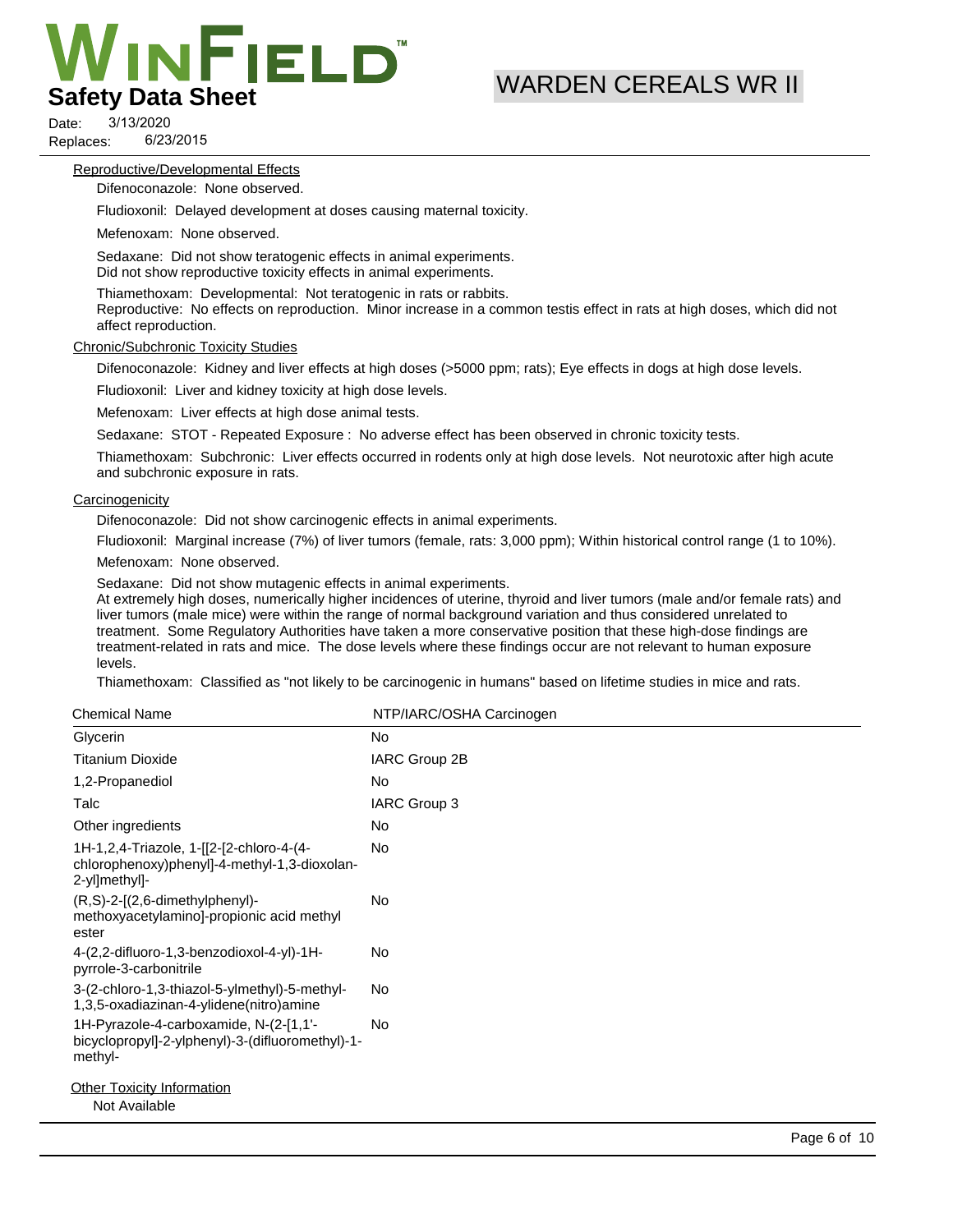#### Reproductive/Developmental Effects

Difenoconazole: None observed.

Fludioxonil: Delayed development at doses causing maternal toxicity.

Mefenoxam: None observed.

Sedaxane: Did not show teratogenic effects in animal experiments.
Did not show reproductive toxicity effects in animal experiments.

Thiamethoxam: Developmental: Not teratogenic in rats or rabbits.
Reproductive: No effects on reproduction. Minor increase in a common testis effect in rats at high doses, which did not affect reproduction.

#### Chronic/Subchronic Toxicity Studies

Difenoconazole: Kidney and liver effects at high doses (>5000 ppm; rats); Eye effects in dogs at high dose levels.

Fludioxonil: Liver and kidney toxicity at high dose levels.

Mefenoxam: Liver effects at high dose animal tests.

Sedaxane: STOT - Repeated Exposure : No adverse effect has been observed in chronic toxicity tests.

Thiamethoxam: Subchronic: Liver effects occurred in rodents only at high dose levels. Not neurotoxic after high acute and subchronic exposure in rats.

#### Carcinogenicity

Difenoconazole: Did not show carcinogenic effects in animal experiments.

Fludioxonil: Marginal increase (7%) of liver tumors (female, rats: 3,000 ppm); Within historical control range (1 to 10%).

Mefenoxam: None observed.

Sedaxane: Did not show mutagenic effects in animal experiments.
At extremely high doses, numerically higher incidences of uterine, thyroid and liver tumors (male and/or female rats) and liver tumors (male mice) were within the range of normal background variation and thus considered unrelated to treatment. Some Regulatory Authorities have taken a more conservative position that these high-dose findings are treatment-related in rats and mice. The dose levels where these findings occur are not relevant to human exposure levels.

Thiamethoxam: Classified as "not likely to be carcinogenic in humans" based on lifetime studies in mice and rats.

| Chemical Name | NTP/IARC/OSHA Carcinogen |
|---|---|
| Glycerin | No |
| Titanium Dioxide | IARC Group 2B |
| 1,2-Propanediol | No |
| Talc | IARC Group 3 |
| Other ingredients | No |
| 1H-1,2,4-Triazole, 1-[[2-[2-chloro-4-(4-chlorophenoxy)phenyl]-4-methyl-1,3-dioxolan-2-yl]methyl]- | No |
| (R,S)-2-[(2,6-dimethylphenyl)-methoxyacetylamino]-propionic acid methyl ester | No |
| 4-(2,2-difluoro-1,3-benzodioxol-4-yl)-1H-pyrrole-3-carbonitrile | No |
| 3-(2-chloro-1,3-thiazol-5-ylmethyl)-5-methyl-1,3,5-oxadiazinan-4-ylidene(nitro)amine | No |
| 1H-Pyrazole-4-carboxamide, N-(2-[1,1'-bicyclopropyl]-2-ylphenyl)-3-(difluoromethyl)-1-methyl- | No |

#### Other Toxicity Information

Not Available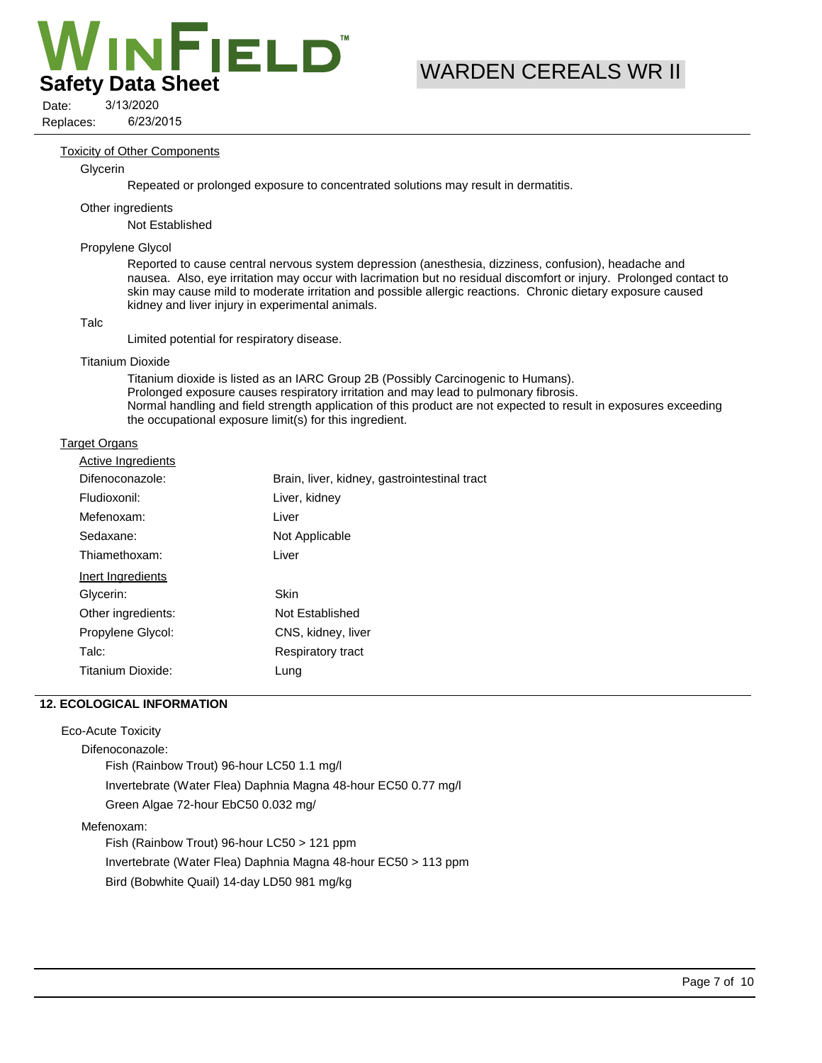#### Toxicity of Other Components

**Glycerin**

Repeated or prolonged exposure to concentrated solutions may result in dermatitis.

**Other ingredients**

Not Established

**Propylene Glycol**

Reported to cause central nervous system depression (anesthesia, dizziness, confusion), headache and nausea. Also, eye irritation may occur with lacrimation but no residual discomfort or injury. Prolonged contact to skin may cause mild to moderate irritation and possible allergic reactions. Chronic dietary exposure caused kidney and liver injury in experimental animals.

**Talc**

Limited potential for respiratory disease.

**Titanium Dioxide**

Titanium dioxide is listed as an IARC Group 2B (Possibly Carcinogenic to Humans).
Prolonged exposure causes respiratory irritation and may lead to pulmonary fibrosis.
Normal handling and field strength application of this product are not expected to result in exposures exceeding the occupational exposure limit(s) for this ingredient.

#### Target Organs

| Active Ingredients | |
|---|---|
| Difenoconazole: | Brain, liver, kidney, gastrointestinal tract |
| Fludioxonil: | Liver, kidney |
| Mefenoxam: | Liver |
| Sedaxane: | Not Applicable |
| Thiamethoxam: | Liver |
| **Inert Ingredients** | |
| Glycerin: | Skin |
| Other ingredients: | Not Established |
| Propylene Glycol: | CNS, kidney, liver |
| Talc: | Respiratory tract |
| Titanium Dioxide: | Lung |

## 12. ECOLOGICAL INFORMATION

Eco-Acute Toxicity

Difenoconazole:

- Fish (Rainbow Trout) 96-hour LC50 1.1 mg/l
- Invertebrate (Water Flea) Daphnia Magna 48-hour EC50 0.77 mg/l
- Green Algae 72-hour EbC50 0.032 mg/

Mefenoxam:

- Fish (Rainbow Trout) 96-hour LC50 > 121 ppm
- Invertebrate (Water Flea) Daphnia Magna 48-hour EC50 > 113 ppm
- Bird (Bobwhite Quail) 14-day LD50 981 mg/kg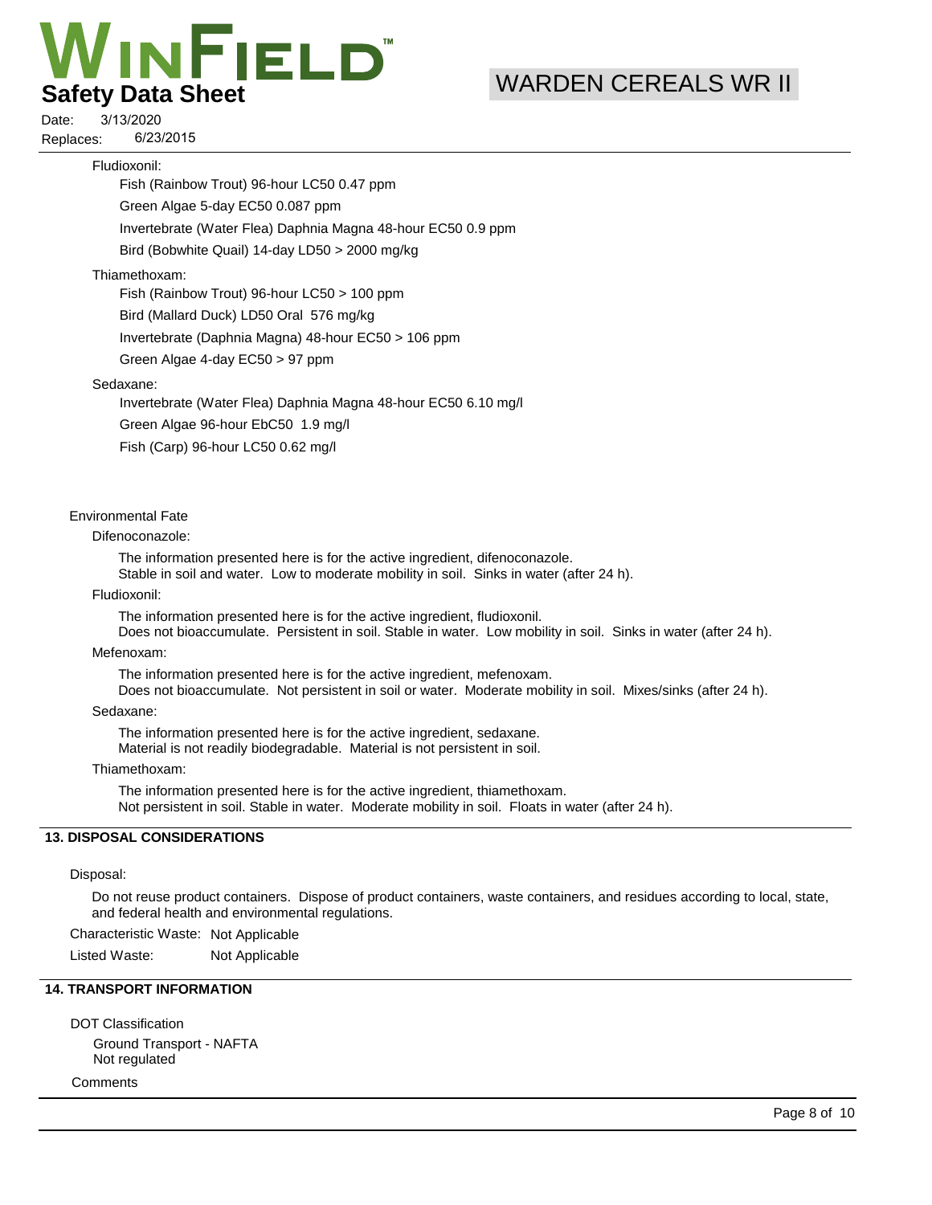Fludioxonil:

Fish (Rainbow Trout) 96-hour LC50 0.47 ppm

Green Algae 5-day EC50 0.087 ppm

Invertebrate (Water Flea) Daphnia Magna 48-hour EC50 0.9 ppm

Bird (Bobwhite Quail) 14-day LD50 > 2000 mg/kg

Thiamethoxam:

Fish (Rainbow Trout) 96-hour LC50 > 100 ppm

Bird (Mallard Duck) LD50 Oral 576 mg/kg

Invertebrate (Daphnia Magna) 48-hour EC50 > 106 ppm

Green Algae 4-day EC50 > 97 ppm

Sedaxane:

Invertebrate (Water Flea) Daphnia Magna 48-hour EC50 6.10 mg/l

Green Algae 96-hour EbC50 1.9 mg/l

Fish (Carp) 96-hour LC50 0.62 mg/l

Environmental Fate

Difenoconazole:

The information presented here is for the active ingredient, difenoconazole.
Stable in soil and water. Low to moderate mobility in soil. Sinks in water (after 24 h).

Fludioxonil:

The information presented here is for the active ingredient, fludioxonil.
Does not bioaccumulate. Persistent in soil. Stable in water. Low mobility in soil. Sinks in water (after 24 h).

Mefenoxam:

The information presented here is for the active ingredient, mefenoxam.
Does not bioaccumulate. Not persistent in soil or water. Moderate mobility in soil. Mixes/sinks (after 24 h).

Sedaxane:

The information presented here is for the active ingredient, sedaxane.
Material is not readily biodegradable. Material is not persistent in soil.

Thiamethoxam:

The information presented here is for the active ingredient, thiamethoxam.
Not persistent in soil. Stable in water. Moderate mobility in soil. Floats in water (after 24 h).

## 13. DISPOSAL CONSIDERATIONS

Disposal:

Do not reuse product containers. Dispose of product containers, waste containers, and residues according to local, state, and federal health and environmental regulations.

Characteristic Waste: Not Applicable

Listed Waste: Not Applicable

## 14. TRANSPORT INFORMATION

DOT Classification

Ground Transport - NAFTA
Not regulated

Comments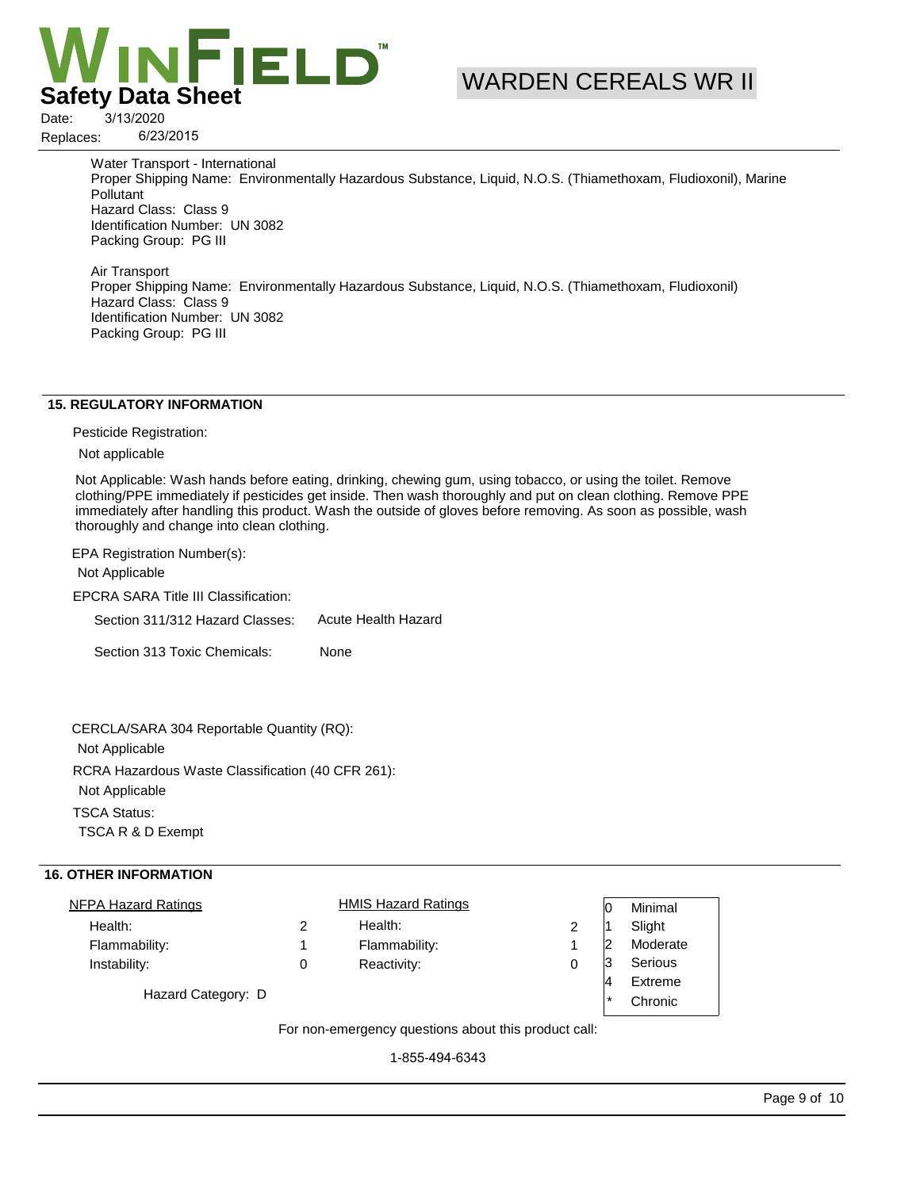Water Transport - International
Proper Shipping Name: Environmentally Hazardous Substance, Liquid, N.O.S. (Thiamethoxam, Fludioxonil), Marine Pollutant
Hazard Class: Class 9
Identification Number: UN 3082
Packing Group: PG III

Air Transport
Proper Shipping Name: Environmentally Hazardous Substance, Liquid, N.O.S. (Thiamethoxam, Fludioxonil)
Hazard Class: Class 9
Identification Number: UN 3082
Packing Group: PG III

## 15. REGULATORY INFORMATION

Pesticide Registration:

Not applicable

Not Applicable: Wash hands before eating, drinking, chewing gum, using tobacco, or using the toilet. Remove clothing/PPE immediately if pesticides get inside. Then wash thoroughly and put on clean clothing. Remove PPE immediately after handling this product. Wash the outside of gloves before removing. As soon as possible, wash thoroughly and change into clean clothing.

EPA Registration Number(s):

Not Applicable

EPCRA SARA Title III Classification:

Section 311/312 Hazard Classes: Acute Health Hazard

Section 313 Toxic Chemicals: None

CERCLA/SARA 304 Reportable Quantity (RQ):

Not Applicable

RCRA Hazardous Waste Classification (40 CFR 261):

Not Applicable

TSCA Status:

TSCA R & D Exempt

## 16. OTHER INFORMATION

| NFPA Hazard Ratings | | HMIS Hazard Ratings | |
|---|---|---|---|
| Health: | 2 | Health: | 2 |
| Flammability: | 1 | Flammability: | 1 |
| Instability: | 0 | Reactivity: | 0 |

| | |
|---|---|
| 0 | Minimal |
| 1 | Slight |
| 2 | Moderate |
| 3 | Serious |
| 4 | Extreme |
| * | Chronic |

Hazard Category: D

For non-emergency questions about this product call:

1-855-494-6343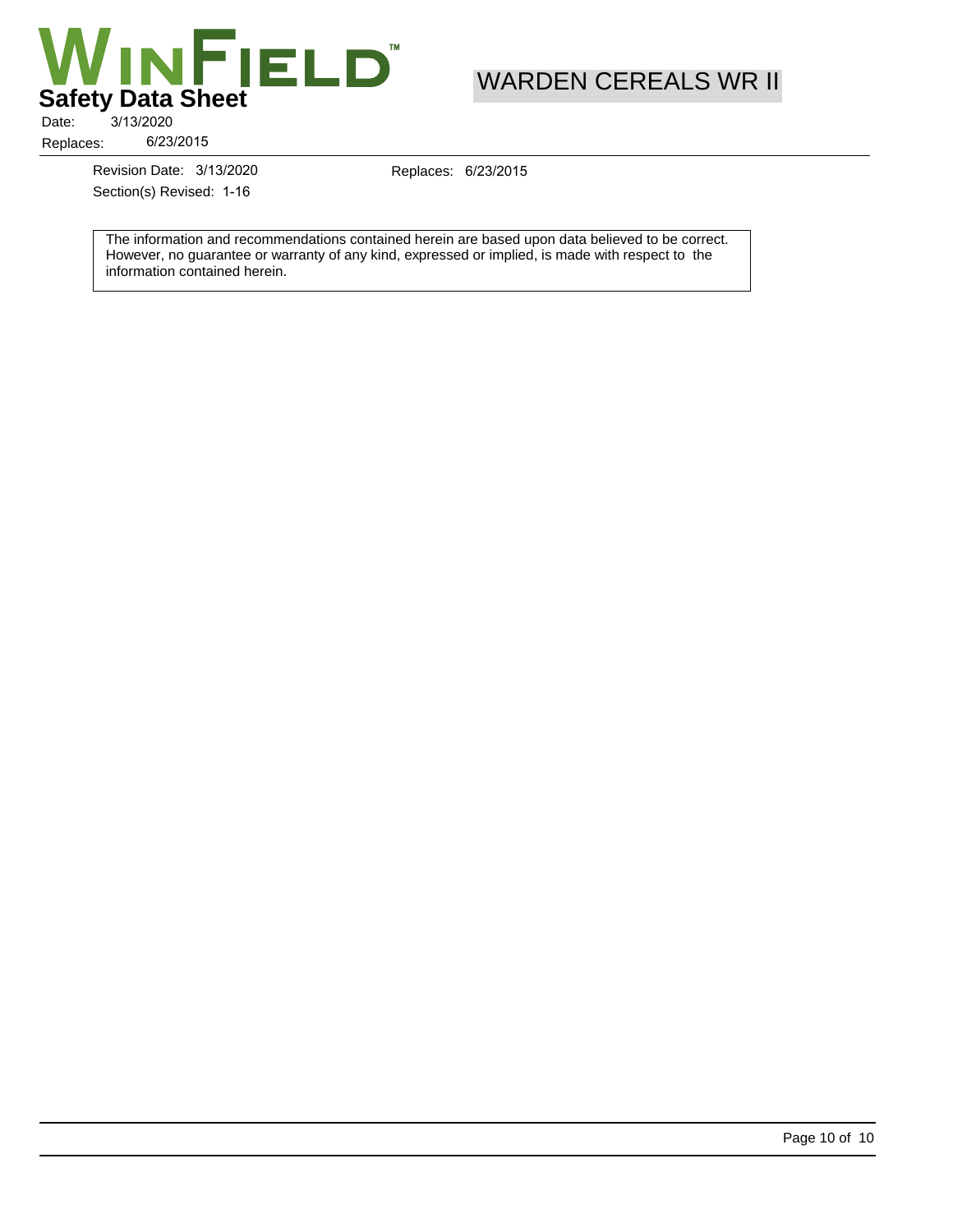Revision Date: 3/13/2020

Replaces: 6/23/2015

Section(s) Revised: 1-16

The information and recommendations contained herein are based upon data believed to be correct. However, no guarantee or warranty of any kind, expressed or implied, is made with respect to the information contained herein.